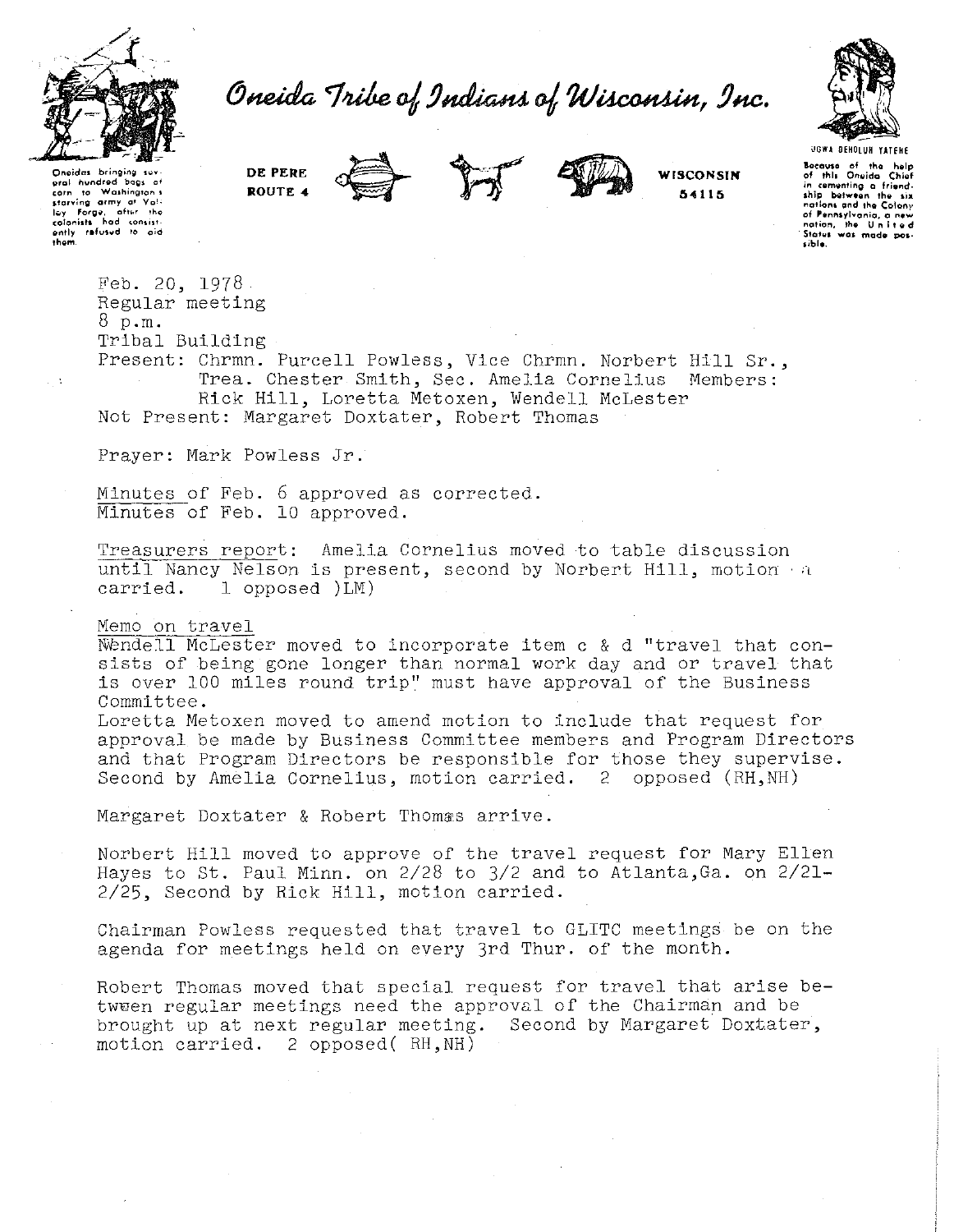# Oneida Tribe of Indians of Wisconsin, Inc.

Oneidas bringing several hundred bags of corn to Washington's starving army at Valley Forge, after the colonists had consistently refused to aid them.

DE PERE
ROUTE 4

WISCONSIN
54115

UGWA DEHOLUH YATEHE

Because of the help of this Oneida Chief in cementing a friendship between the six nations and the Colony of Pennsylvania, a new nation, the United States was made possible.

Feb. 20, 1978
Regular meeting
8 p.m.
Tribal Building
Present: Chrmn. Purcell Powless, Vice Chrmn. Norbert Hill Sr., Trea. Chester Smith, Sec. Amelia Cornelius Members: Rick Hill, Loretta Metoxen, Wendell McLester
Not Present: Margaret Doxtater, Robert Thomas

Prayer: Mark Powless Jr.

Minutes of Feb. 6 approved as corrected.
Minutes of Feb. 10 approved.

Treasurers report: Amelia Cornelius moved to table discussion until Nancy Nelson is present, second by Norbert Hill, motion carried. 1 opposed )LM)

Memo on travel
Wendell McLester moved to incorporate item c & d "travel that consists of being gone longer than normal work day and or travel that is over 100 miles round trip" must have approval of the Business Committee.
Loretta Metoxen moved to amend motion to include that request for approval be made by Business Committee members and Program Directors and that Program Directors be responsible for those they supervise. Second by Amelia Cornelius, motion carried. 2 opposed (RH,NH)

Margaret Doxtater & Robert Thomas arrive.

Norbert Hill moved to approve of the travel request for Mary Ellen Hayes to St. Paul Minn. on 2/28 to 3/2 and to Atlanta,Ga. on 2/21-2/25, Second by Rick Hill, motion carried.

Chairman Powless requested that travel to GLITC meetings be on the agenda for meetings held on every 3rd Thur. of the month.

Robert Thomas moved that special request for travel that arise between regular meetings need the approval of the Chairman and be brought up at next regular meeting. Second by Margaret Doxtater, motion carried. 2 opposed( RH,NH)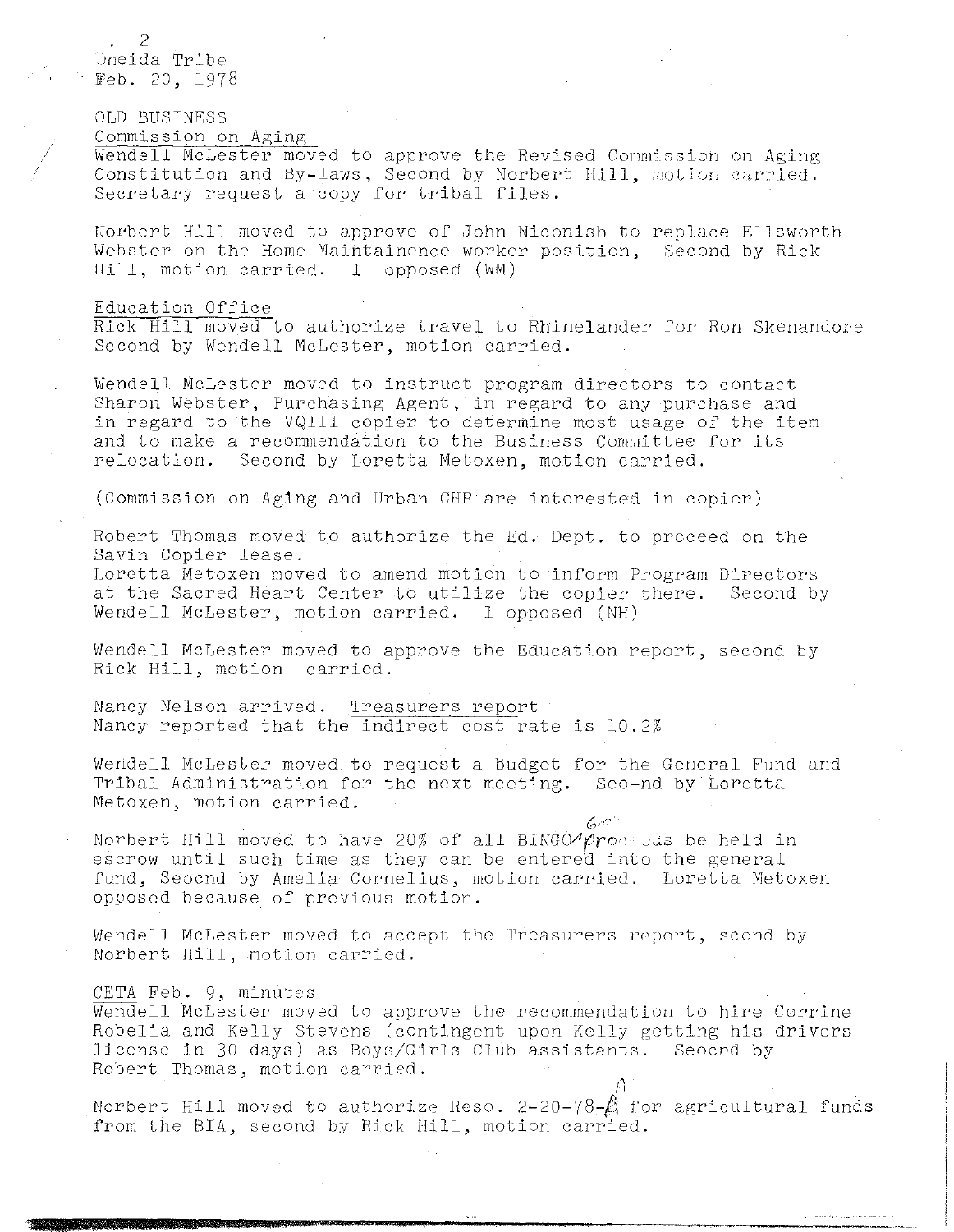Oneida Tribe
Feb. 20, 1978

OLD BUSINESS

Commission on Aging

Wendell McLester moved to approve the Revised Commission on Aging Constitution and By-laws, Second by Norbert Hill, motion carried. Secretary request a copy for tribal files.

Norbert Hill moved to approve of John Niconish to replace Ellsworth Webster on the Home Maintainence worker position, Second by Rick Hill, motion carried. 1 opposed (WM)

Education Office

Rick Hill moved to authorize travel to Rhinelander for Ron Skenandore Second by Wendell McLester, motion carried.

Wendell McLester moved to instruct program directors to contact Sharon Webster, Purchasing Agent, in regard to any purchase and in regard to the VQIII copier to determine most usage of the item and to make a recommendation to the Business Committee for its relocation. Second by Loretta Metoxen, motion carried.

(Commission on Aging and Urban CHR are interested in copier)

Robert Thomas moved to authorize the Ed. Dept. to proceed on the Savin Copier lease.
Loretta Metoxen moved to amend motion to inform Program Directors at the Sacred Heart Center to utilize the copier there. Second by Wendell McLester, motion carried. 1 opposed (NH)

Wendell McLester moved to approve the Education report, second by Rick Hill, motion carried.

Nancy Nelson arrived. Treasurers report
Nancy reported that the indirect cost rate is 10.2%

Wendell McLester moved to request a budget for the General Fund and Tribal Administration for the next meeting. Seo-nd by Loretta Metoxen, motion carried.

Norbert Hill moved to have 20% of all BINGO Gross Proceeds be held in escrow until such time as they can be entered into the general fund, Seocnd by Amelia Cornelius, motion carried. Loretta Metoxen opposed because of previous motion.

Wendell McLester moved to accept the Treasurers report, scond by Norbert Hill, motion carried.

CETA Feb. 9, minutes

Wendell McLester moved to approve the recommendation to hire Corrine Robelia and Kelly Stevens (contingent upon Kelly getting his drivers license in 30 days) as Boys/Girls Club assistants. Seocnd by Robert Thomas, motion carried.

Norbert Hill moved to authorize Reso. 2-20-78-A for agricultural funds from the BIA, second by Rick Hill, motion carried.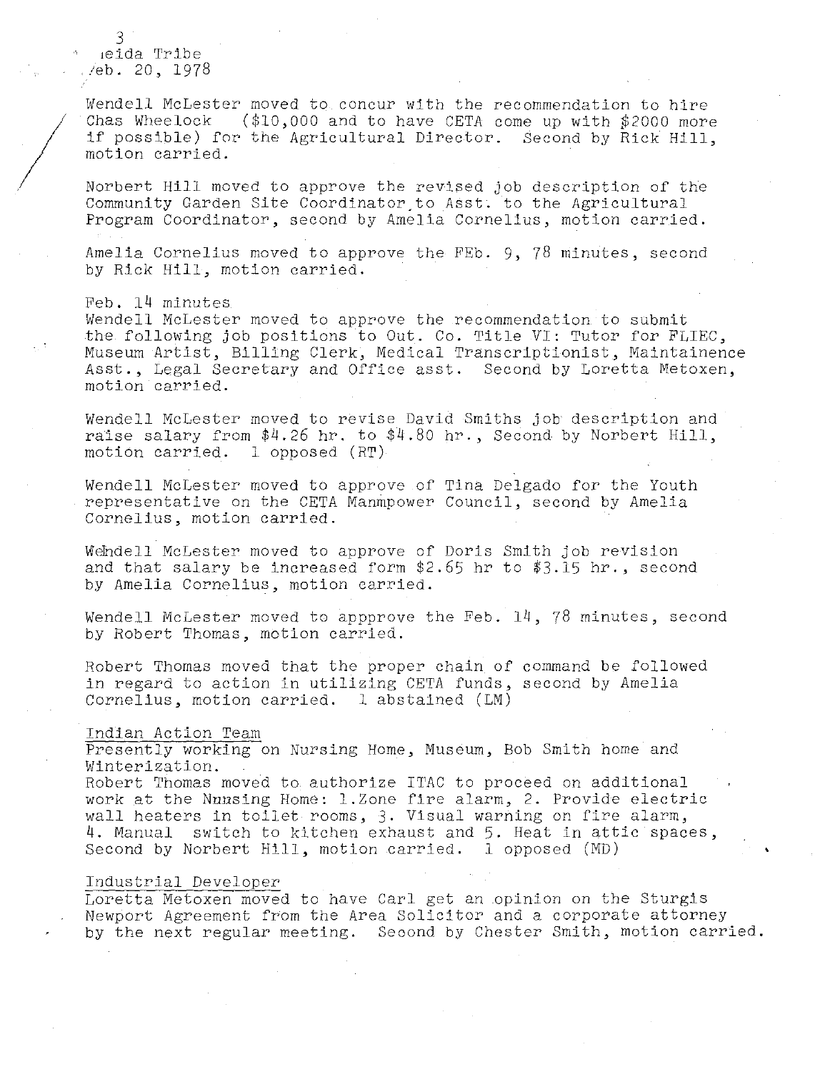Wendell McLester moved to concur with the recommendation to hire Chas Wheelock ($10,000 and to have CETA come up with $2000 more if possible) for the Agricultural Director. Second by Rick Hill, motion carried.

Norbert Hill moved to approve the revised job description of the Community Garden Site Coordinator to Asst. to the Agricultural Program Coordinator, second by Amelia Cornelius, motion carried.

Amelia Cornelius moved to approve the FEb. 9, 78 minutes, second by Rick Hill, motion carried.

Feb. 14 minutes
Wendell McLester moved to approve the recommendation to submit the following job positions to Out. Co. Title VI: Tutor for FLIEC, Museum Artist, Billing Clerk, Medical Transcriptionist, Maintainence Asst., Legal Secretary and Office asst. Second by Loretta Metoxen, motion carried.

Wendell McLester moved to revise David Smiths job description and raise salary from $4.26 hr. to $4.80 hr., Second by Norbert Hill, motion carried. 1 opposed (RT)

Wendell McLester moved to approve of Tina Delgado for the Youth representative on the CETA Manmpower Council, second by Amelia Cornelius, motion carried.

Wehndell McLester moved to approve of Doris Smith job revision and that salary be increased form $2.65 hr to $3.15 hr., second by Amelia Cornelius, motion carried.

Wendell McLester moved to appprove the Feb. 14, 78 minutes, second by Robert Thomas, motion carried.

Robert Thomas moved that the proper chain of command be followed in regard to action in utilizing CETA funds, second by Amelia Cornelius, motion carried. 1 abstained (LM)

Indian Action Team
Presently working on Nursing Home, Museum, Bob Smith home and Winterization.
Robert Thomas moved to authorize ITAC to proceed on additional work at the Nunsing Home: 1. Zone fire alarm, 2. Provide electric wall heaters in toilet rooms, 3. Visual warning on fire alarm, 4. Manual switch to kitchen exhaust and 5. Heat in attic spaces, Second by Norbert Hill, motion carried. 1 opposed (MD)

Industrial Developer
Loretta Metoxen moved to have Carl get an opinion on the Sturgis Newport Agreement from the Area Solicitor and a corporate attorney by the next regular meeting. Second by Chester Smith, motion carried.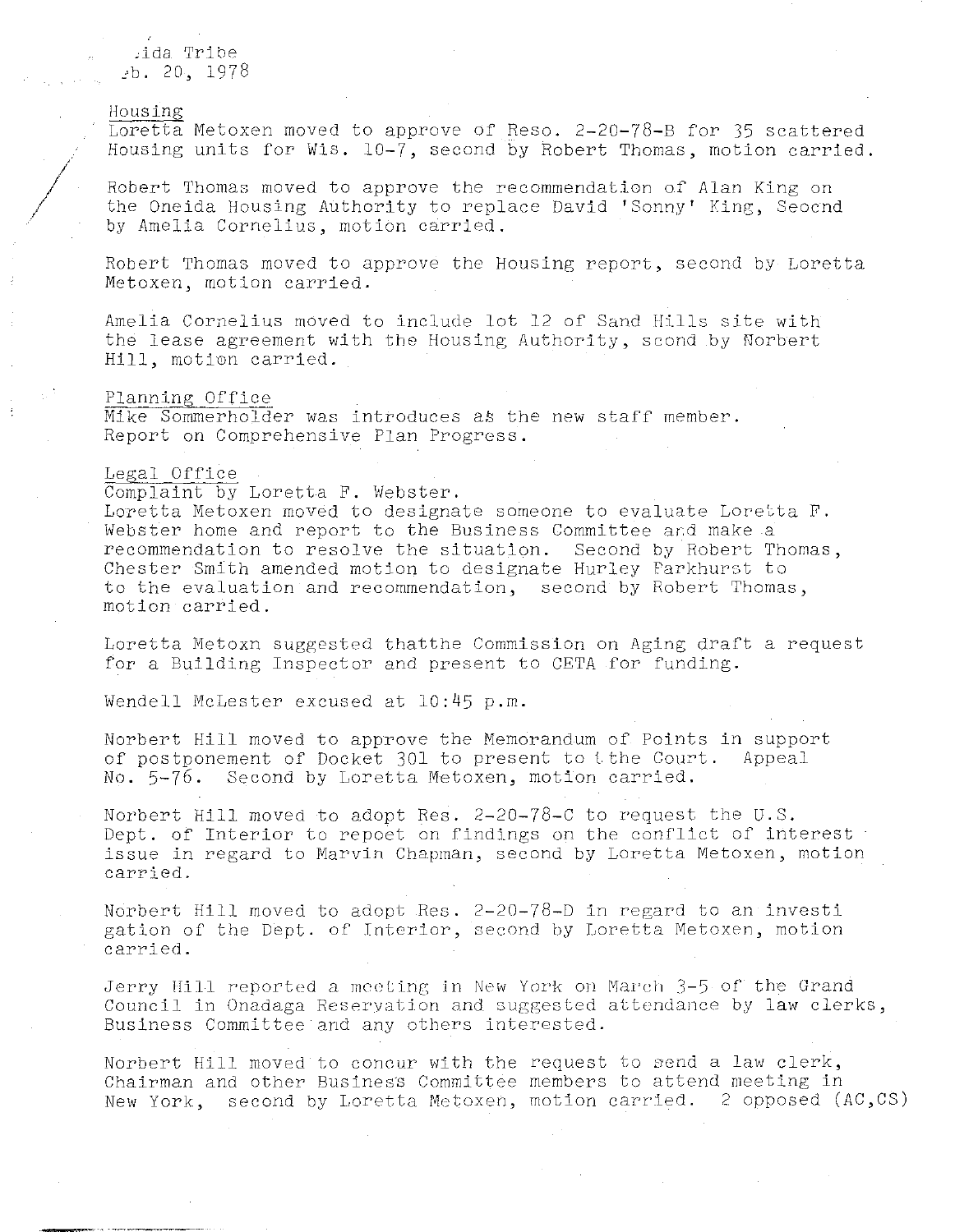.ida Tribe
.b. 20, 1978

## Housing

Loretta Metoxen moved to approve of Reso. 2-20-78-B for 35 scattered Housing units for Wis. 10-7, second by Robert Thomas, motion carried.

Robert Thomas moved to approve the recommendation of Alan King on the Oneida Housing Authority to replace David 'Sonny' King, Seocnd by Amelia Cornelius, motion carried.

Robert Thomas moved to approve the Housing report, second by Loretta Metoxen, motion carried.

Amelia Cornelius moved to include lot 12 of Sand Hills site with the lease agreement with the Housing Authority, scond by Norbert Hill, motion carried.

## Planning Office

Mike Sommerholder was introduces as the new staff member.
Report on Comprehensive Plan Progress.

## Legal Office

Complaint by Loretta F. Webster.
Loretta Metoxen moved to designate someone to evaluate Loretta F. Webster home and report to the Business Committee and make a recommendation to resolve the situation. Second by Robert Thomas, Chester Smith amended motion to designate Hurley Parkhurst to to the evaluation and recommendation, second by Robert Thomas, motion carried.

Loretta Metoxn suggested thatthe Commission on Aging draft a request for a Building Inspector and present to CETA for funding.

Wendell McLester excused at 10:45 p.m.

Norbert Hill moved to approve the Memorandum of Points in support of postponement of Docket 301 to present to tthe Court. Appeal No. 5-76. Second by Loretta Metoxen, motion carried.

Norbert Hill moved to adopt Res. 2-20-78-C to request the U.S. Dept. of Interior to repoet on findings on the conflict of interest issue in regard to Marvin Chapman, second by Loretta Metoxen, motion carried.

Norbert Hill moved to adopt Res. 2-20-78-D in regard to an investi gation of the Dept. of Interior, second by Loretta Metoxen, motion carried.

Jerry Hill reported a meeting in New York on March 3-5 of the Grand Council in Onadaga Reservation and suggested attendance by law clerks, Business Committee and any others interested.

Norbert Hill moved to concur with the request to send a law clerk, Chairman and other Business Committee members to attend meeting in New York, second by Loretta Metoxen, motion carried. 2 opposed (AC,CS)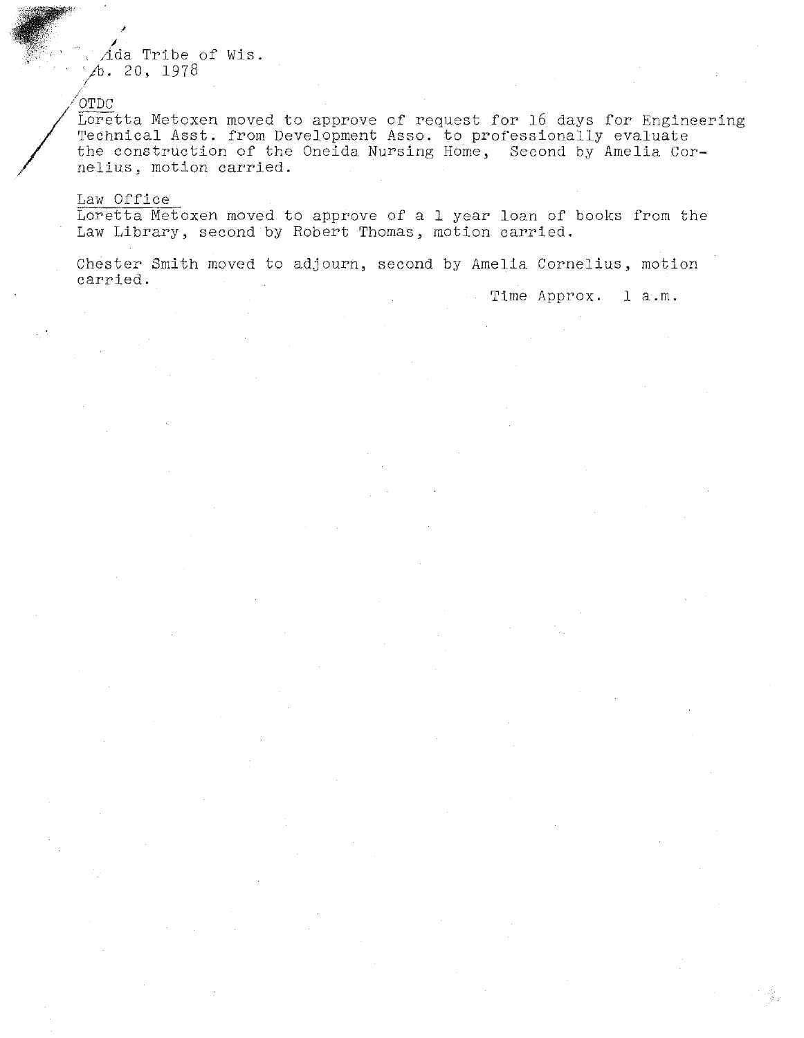OTDC

Loretta Metoxen moved to approve of request for 16 days for Engineering Technical Asst. from Development Asso. to professionally evaluate the construction of the Oneida Nursing Home, Second by Amelia Cornelius, motion carried.

Law Office

Loretta Metoxen moved to approve of a 1 year loan of books from the Law Library, second by Robert Thomas, motion carried.

Chester Smith moved to adjourn, second by Amelia Cornelius, motion carried.

Time Approx. 1 a.m.